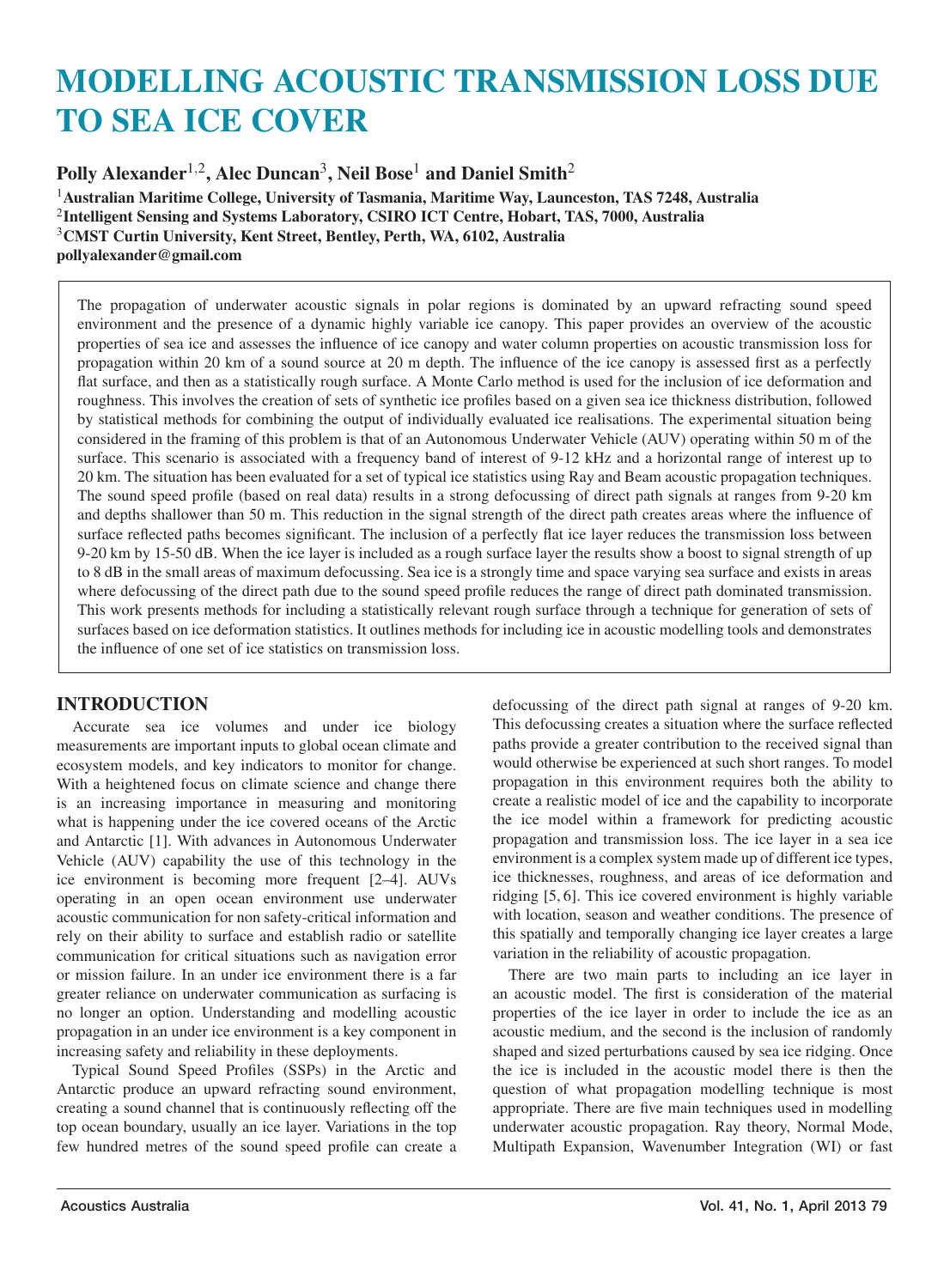# MODELLING ACOUSTIC TRANSMISSION LOSS DUE TO SEA ICE COVER

**Polly Alexander[1,2], Alec Duncan[3], Neil Bose[1] and Daniel Smith[2]**

[1]**Australian Maritime College, University of Tasmania, Maritime Way, Launceston, TAS 7248, Australia**
[2]**Intelligent Sensing and Systems Laboratory, CSIRO ICT Centre, Hobart, TAS, 7000, Australia**
[3]**CMST Curtin University, Kent Street, Bentley, Perth, WA, 6102, Australia**
**pollyalexander@gmail.com**

The propagation of underwater acoustic signals in polar regions is dominated by an upward refracting sound speed environment and the presence of a dynamic highly variable ice canopy. This paper provides an overview of the acoustic properties of sea ice and assesses the influence of ice canopy and water column properties on acoustic transmission loss for propagation within 20 km of a sound source at 20 m depth. The influence of the ice canopy is assessed first as a perfectly flat surface, and then as a statistically rough surface. A Monte Carlo method is used for the inclusion of ice deformation and roughness. This involves the creation of sets of synthetic ice profiles based on a given sea ice thickness distribution, followed by statistical methods for combining the output of individually evaluated ice realisations. The experimental situation being considered in the framing of this problem is that of an Autonomous Underwater Vehicle (AUV) operating within 50 m of the surface. This scenario is associated with a frequency band of interest of 9-12 kHz and a horizontal range of interest up to 20 km. The situation has been evaluated for a set of typical ice statistics using Ray and Beam acoustic propagation techniques. The sound speed profile (based on real data) results in a strong defocussing of direct path signals at ranges from 9-20 km and depths shallower than 50 m. This reduction in the signal strength of the direct path creates areas where the influence of surface reflected paths becomes significant. The inclusion of a perfectly flat ice layer reduces the transmission loss between 9-20 km by 15-50 dB. When the ice layer is included as a rough surface layer the results show a boost to signal strength of up to 8 dB in the small areas of maximum defocussing. Sea ice is a strongly time and space varying sea surface and exists in areas where defocussing of the direct path due to the sound speed profile reduces the range of direct path dominated transmission. This work presents methods for including a statistically relevant rough surface through a technique for generation of sets of surfaces based on ice deformation statistics. It outlines methods for including ice in acoustic modelling tools and demonstrates the influence of one set of ice statistics on transmission loss.

## INTRODUCTION

Accurate sea ice volumes and under ice biology measurements are important inputs to global ocean climate and ecosystem models, and key indicators to monitor for change. With a heightened focus on climate science and change there is an increasing importance in measuring and monitoring what is happening under the ice covered oceans of the Arctic and Antarctic [1]. With advances in Autonomous Underwater Vehicle (AUV) capability the use of this technology in the ice environment is becoming more frequent [2–4]. AUVs operating in an open ocean environment use underwater acoustic communication for non safety-critical information and rely on their ability to surface and establish radio or satellite communication for critical situations such as navigation error or mission failure. In an under ice environment there is a far greater reliance on underwater communication as surfacing is no longer an option. Understanding and modelling acoustic propagation in an under ice environment is a key component in increasing safety and reliability in these deployments.

Typical Sound Speed Profiles (SSPs) in the Arctic and Antarctic produce an upward refracting sound environment, creating a sound channel that is continuously reflecting off the top ocean boundary, usually an ice layer. Variations in the top few hundred metres of the sound speed profile can create a defocussing of the direct path signal at ranges of 9-20 km. This defocussing creates a situation where the surface reflected paths provide a greater contribution to the received signal than would otherwise be experienced at such short ranges. To model propagation in this environment requires both the ability to create a realistic model of ice and the capability to incorporate the ice model within a framework for predicting acoustic propagation and transmission loss. The ice layer in a sea ice environment is a complex system made up of different ice types, ice thicknesses, roughness, and areas of ice deformation and ridging [5, 6]. This ice covered environment is highly variable with location, season and weather conditions. The presence of this spatially and temporally changing ice layer creates a large variation in the reliability of acoustic propagation.

There are two main parts to including an ice layer in an acoustic model. The first is consideration of the material properties of the ice layer in order to include the ice as an acoustic medium, and the second is the inclusion of randomly shaped and sized perturbations caused by sea ice ridging. Once the ice is included in the acoustic model there is then the question of what propagation modelling technique is most appropriate. There are five main techniques used in modelling underwater acoustic propagation. Ray theory, Normal Mode, Multipath Expansion, Wavenumber Integration (WI) or fast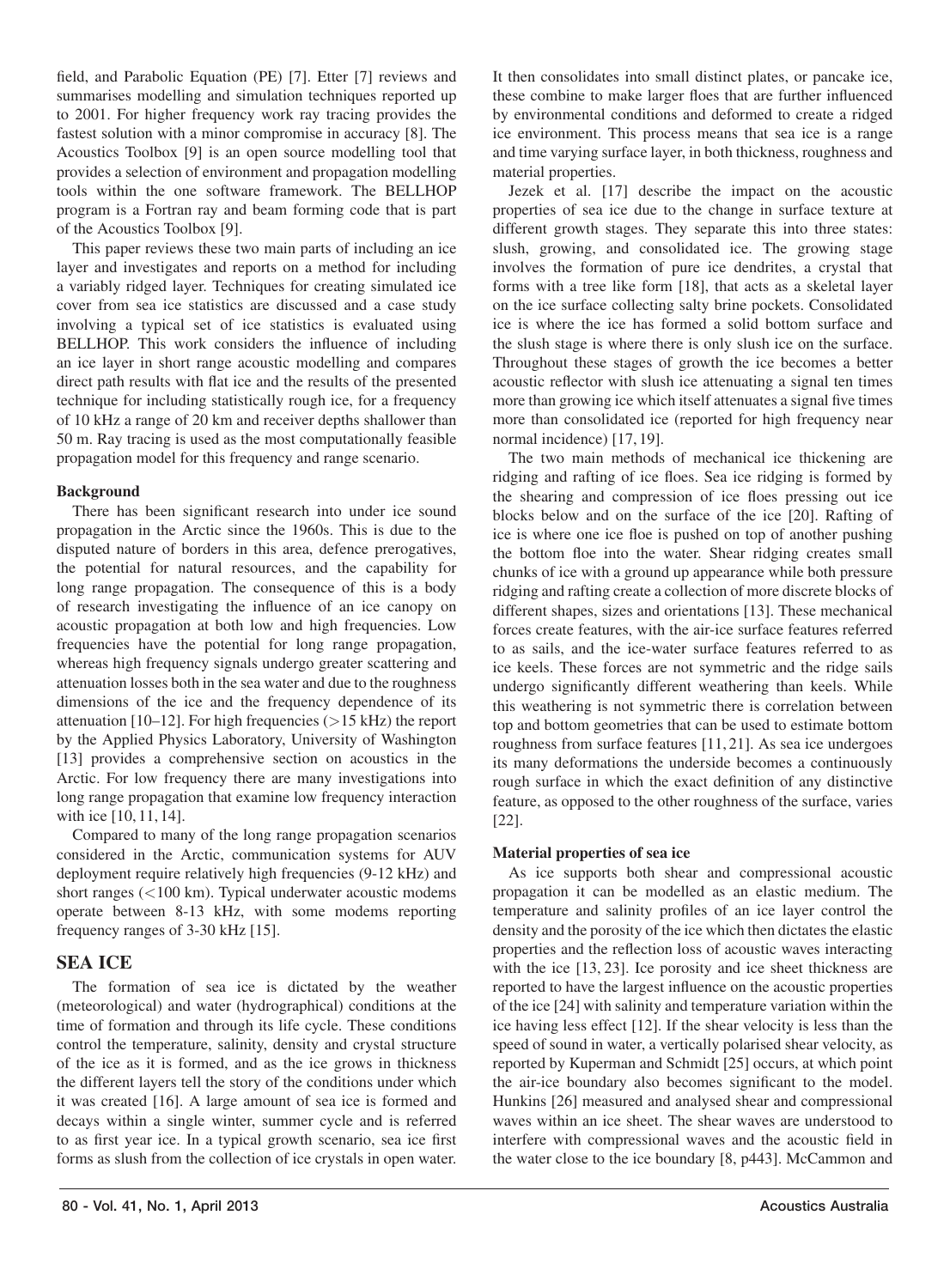field, and Parabolic Equation (PE) [7]. Etter [7] reviews and summarises modelling and simulation techniques reported up to 2001. For higher frequency work ray tracing provides the fastest solution with a minor compromise in accuracy [8]. The Acoustics Toolbox [9] is an open source modelling tool that provides a selection of environment and propagation modelling tools within the one software framework. The BELLHOP program is a Fortran ray and beam forming code that is part of the Acoustics Toolbox [9].

This paper reviews these two main parts of including an ice layer and investigates and reports on a method for including a variably ridged layer. Techniques for creating simulated ice cover from sea ice statistics are discussed and a case study involving a typical set of ice statistics is evaluated using BELLHOP. This work considers the influence of including an ice layer in short range acoustic modelling and compares direct path results with flat ice and the results of the presented technique for including statistically rough ice, for a frequency of 10 kHz a range of 20 km and receiver depths shallower than 50 m. Ray tracing is used as the most computationally feasible propagation model for this frequency and range scenario.

### Background

There has been significant research into under ice sound propagation in the Arctic since the 1960s. This is due to the disputed nature of borders in this area, defence prerogatives, the potential for natural resources, and the capability for long range propagation. The consequence of this is a body of research investigating the influence of an ice canopy on acoustic propagation at both low and high frequencies. Low frequencies have the potential for long range propagation, whereas high frequency signals undergo greater scattering and attenuation losses both in the sea water and due to the roughness dimensions of the ice and the frequency dependence of its attenuation [10–12]. For high frequencies (>15 kHz) the report by the Applied Physics Laboratory, University of Washington [13] provides a comprehensive section on acoustics in the Arctic. For low frequency there are many investigations into long range propagation that examine low frequency interaction with ice [10, 11, 14].

Compared to many of the long range propagation scenarios considered in the Arctic, communication systems for AUV deployment require relatively high frequencies (9-12 kHz) and short ranges (<100 km). Typical underwater acoustic modems operate between 8-13 kHz, with some modems reporting frequency ranges of 3-30 kHz [15].

## SEA ICE

The formation of sea ice is dictated by the weather (meteorological) and water (hydrographical) conditions at the time of formation and through its life cycle. These conditions control the temperature, salinity, density and crystal structure of the ice as it is formed, and as the ice grows in thickness the different layers tell the story of the conditions under which it was created [16]. A large amount of sea ice is formed and decays within a single winter, summer cycle and is referred to as first year ice. In a typical growth scenario, sea ice first forms as slush from the collection of ice crystals in open water. It then consolidates into small distinct plates, or pancake ice, these combine to make larger floes that are further influenced by environmental conditions and deformed to create a ridged ice environment. This process means that sea ice is a range and time varying surface layer, in both thickness, roughness and material properties.

Jezek et al. [17] describe the impact on the acoustic properties of sea ice due to the change in surface texture at different growth stages. They separate this into three states: slush, growing, and consolidated ice. The growing stage involves the formation of pure ice dendrites, a crystal that forms with a tree like form [18], that acts as a skeletal layer on the ice surface collecting salty brine pockets. Consolidated ice is where the ice has formed a solid bottom surface and the slush stage is where there is only slush ice on the surface. Throughout these stages of growth the ice becomes a better acoustic reflector with slush ice attenuating a signal ten times more than growing ice which itself attenuates a signal five times more than consolidated ice (reported for high frequency near normal incidence) [17, 19].

The two main methods of mechanical ice thickening are ridging and rafting of ice floes. Sea ice ridging is formed by the shearing and compression of ice floes pressing out ice blocks below and on the surface of the ice [20]. Rafting of ice is where one ice floe is pushed on top of another pushing the bottom floe into the water. Shear ridging creates small chunks of ice with a ground up appearance while both pressure ridging and rafting create a collection of more discrete blocks of different shapes, sizes and orientations [13]. These mechanical forces create features, with the air-ice surface features referred to as sails, and the ice-water surface features referred to as ice keels. These forces are not symmetric and the ridge sails undergo significantly different weathering than keels. While this weathering is not symmetric there is correlation between top and bottom geometries that can be used to estimate bottom roughness from surface features [11, 21]. As sea ice undergoes its many deformations the underside becomes a continuously rough surface in which the exact definition of any distinctive feature, as opposed to the other roughness of the surface, varies [22].

### Material properties of sea ice

As ice supports both shear and compressional acoustic propagation it can be modelled as an elastic medium. The temperature and salinity profiles of an ice layer control the density and the porosity of the ice which then dictates the elastic properties and the reflection loss of acoustic waves interacting with the ice [13, 23]. Ice porosity and ice sheet thickness are reported to have the largest influence on the acoustic properties of the ice [24] with salinity and temperature variation within the ice having less effect [12]. If the shear velocity is less than the speed of sound in water, a vertically polarised shear velocity, as reported by Kuperman and Schmidt [25] occurs, at which point the air-ice boundary also becomes significant to the model. Hunkins [26] measured and analysed shear and compressional waves within an ice sheet. The shear waves are understood to interfere with compressional waves and the acoustic field in the water close to the ice boundary [8, p443]. McCammon and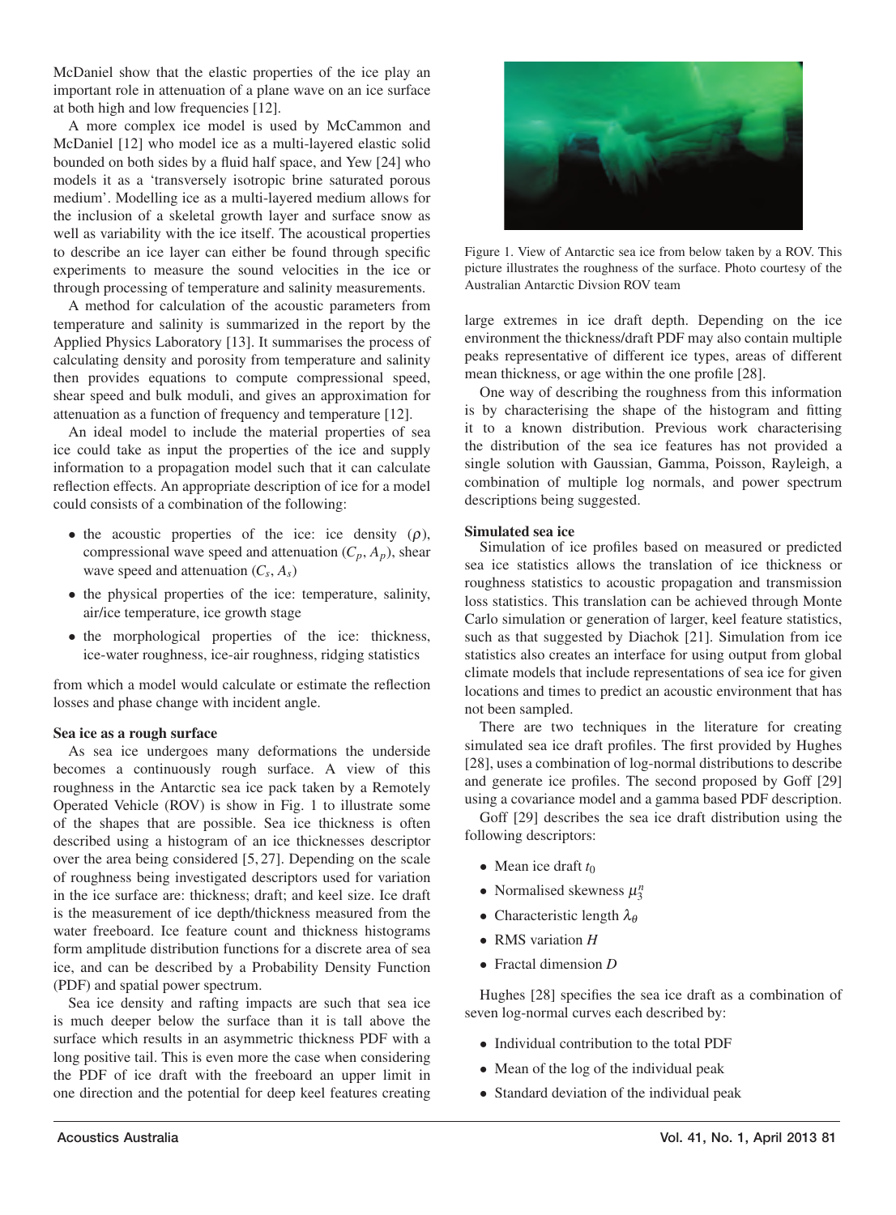McDaniel show that the elastic properties of the ice play an important role in attenuation of a plane wave on an ice surface at both high and low frequencies [12].

A more complex ice model is used by McCammon and McDaniel [12] who model ice as a multi-layered elastic solid bounded on both sides by a fluid half space, and Yew [24] who models it as a 'transversely isotropic brine saturated porous medium'. Modelling ice as a multi-layered medium allows for the inclusion of a skeletal growth layer and surface snow as well as variability with the ice itself. The acoustical properties to describe an ice layer can either be found through specific experiments to measure the sound velocities in the ice or through processing of temperature and salinity measurements.

A method for calculation of the acoustic parameters from temperature and salinity is summarized in the report by the Applied Physics Laboratory [13]. It summarises the process of calculating density and porosity from temperature and salinity then provides equations to compute compressional speed, shear speed and bulk moduli, and gives an approximation for attenuation as a function of frequency and temperature [12].

An ideal model to include the material properties of sea ice could take as input the properties of the ice and supply information to a propagation model such that it can calculate reflection effects. An appropriate description of ice for a model could consists of a combination of the following:

- the acoustic properties of the ice: ice density ($\rho$), compressional wave speed and attenuation ($C_p$, $A_p$), shear wave speed and attenuation ($C_s$, $A_s$)
- the physical properties of the ice: temperature, salinity, air/ice temperature, ice growth stage
- the morphological properties of the ice: thickness, ice-water roughness, ice-air roughness, ridging statistics

from which a model would calculate or estimate the reflection losses and phase change with incident angle.

**Sea ice as a rough surface**

As sea ice undergoes many deformations the underside becomes a continuously rough surface. A view of this roughness in the Antarctic sea ice pack taken by a Remotely Operated Vehicle (ROV) is show in Fig. 1 to illustrate some of the shapes that are possible. Sea ice thickness is often described using a histogram of an ice thicknesses descriptor over the area being considered [5, 27]. Depending on the scale of roughness being investigated descriptors used for variation in the ice surface are: thickness; draft; and keel size. Ice draft is the measurement of ice depth/thickness measured from the water freeboard. Ice feature count and thickness histograms form amplitude distribution functions for a discrete area of sea ice, and can be described by a Probability Density Function (PDF) and spatial power spectrum.

Sea ice density and rafting impacts are such that sea ice is much deeper below the surface than it is tall above the surface which results in an asymmetric thickness PDF with a long positive tail. This is even more the case when considering the PDF of ice draft with the freeboard an upper limit in one direction and the potential for deep keel features creating large extremes in ice draft depth. Depending on the ice environment the thickness/draft PDF may also contain multiple peaks representative of different ice types, areas of different mean thickness, or age within the one profile [28].

Figure 1. View of Antarctic sea ice from below taken by a ROV. This picture illustrates the roughness of the surface. Photo courtesy of the Australian Antarctic Divsion ROV team

One way of describing the roughness from this information is by characterising the shape of the histogram and fitting it to a known distribution. Previous work characterising the distribution of the sea ice features has not provided a single solution with Gaussian, Gamma, Poisson, Rayleigh, a combination of multiple log normals, and power spectrum descriptions being suggested.

**Simulated sea ice**

Simulation of ice profiles based on measured or predicted sea ice statistics allows the translation of ice thickness or roughness statistics to acoustic propagation and transmission loss statistics. This translation can be achieved through Monte Carlo simulation or generation of larger, keel feature statistics, such as that suggested by Diachok [21]. Simulation from ice statistics also creates an interface for using output from global climate models that include representations of sea ice for given locations and times to predict an acoustic environment that has not been sampled.

There are two techniques in the literature for creating simulated sea ice draft profiles. The first provided by Hughes [28], uses a combination of log-normal distributions to describe and generate ice profiles. The second proposed by Goff [29] using a covariance model and a gamma based PDF description.

Goff [29] describes the sea ice draft distribution using the following descriptors:

- Mean ice draft $t_0$
- Normalised skewness $\mu_3^n$
- Characteristic length $\lambda_\theta$
- RMS variation $H$
- Fractal dimension $D$

Hughes [28] specifies the sea ice draft as a combination of seven log-normal curves each described by:

- Individual contribution to the total PDF
- Mean of the log of the individual peak
- Standard deviation of the individual peak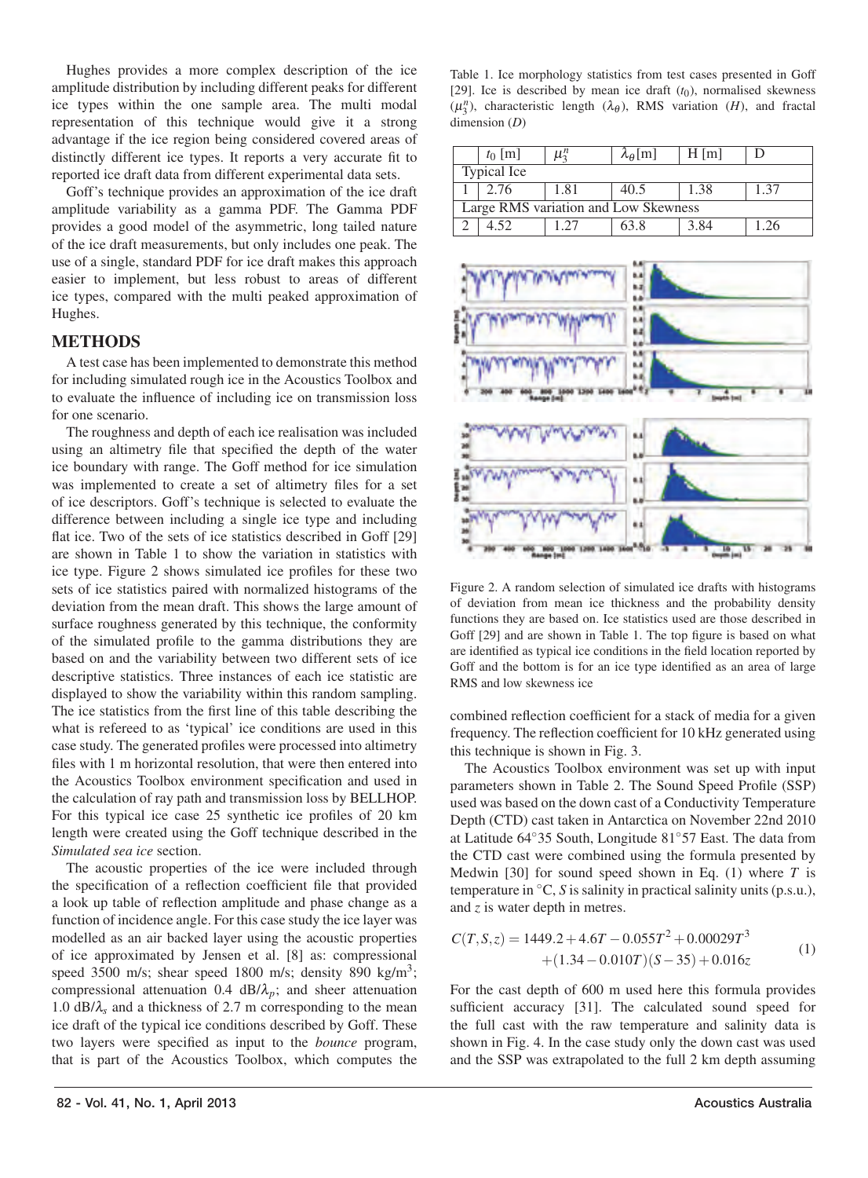Hughes provides a more complex description of the ice amplitude distribution by including different peaks for different ice types within the one sample area. The multi modal representation of this technique would give it a strong advantage if the ice region being considered covered areas of distinctly different ice types. It reports a very accurate fit to reported ice draft data from different experimental data sets.

Goff's technique provides an approximation of the ice draft amplitude variability as a gamma PDF. The Gamma PDF provides a good model of the asymmetric, long tailed nature of the ice draft measurements, but only includes one peak. The use of a single, standard PDF for ice draft makes this approach easier to implement, but less robust to areas of different ice types, compared with the multi peaked approximation of Hughes.

## METHODS

A test case has been implemented to demonstrate this method for including simulated rough ice in the Acoustics Toolbox and to evaluate the influence of including ice on transmission loss for one scenario.

The roughness and depth of each ice realisation was included using an altimetry file that specified the depth of the water ice boundary with range. The Goff method for ice simulation was implemented to create a set of altimetry files for a set of ice descriptors. Goff's technique is selected to evaluate the difference between including a single ice type and including flat ice. Two of the sets of ice statistics described in Goff [29] are shown in Table 1 to show the variation in statistics with ice type. Figure 2 shows simulated ice profiles for these two sets of ice statistics paired with normalized histograms of the deviation from the mean draft. This shows the large amount of surface roughness generated by this technique, the conformity of the simulated profile to the gamma distributions they are based on and the variability between two different sets of ice descriptive statistics. Three instances of each ice statistic are displayed to show the variability within this random sampling. The ice statistics from the first line of this table describing the what is refereed to as 'typical' ice conditions are used in this case study. The generated profiles were processed into altimetry files with 1 m horizontal resolution, that were then entered into the Acoustics Toolbox environment specification and used in the calculation of ray path and transmission loss by BELLHOP. For this typical ice case 25 synthetic ice profiles of 20 km length were created using the Goff technique described in the *Simulated sea ice* section.

The acoustic properties of the ice were included through the specification of a reflection coefficient file that provided a look up table of reflection amplitude and phase change as a function of incidence angle. For this case study the ice layer was modelled as an air backed layer using the acoustic properties of ice approximated by Jensen et al. [8] as: compressional speed 3500 m/s; shear speed 1800 m/s; density 890 kg/m$^3$; compressional attenuation 0.4 dB/$\lambda_p$; and sheer attenuation 1.0 dB/$\lambda_s$ and a thickness of 2.7 m corresponding to the mean ice draft of the typical ice conditions described by Goff. These two layers were specified as input to the *bounce* program, that is part of the Acoustics Toolbox, which computes the combined reflection coefficient for a stack of media for a given frequency. The reflection coefficient for 10 kHz generated using this technique is shown in Fig. 3.

Table 1. Ice morphology statistics from test cases presented in Goff [29]. Ice is described by mean ice draft ($t_0$), normalised skewness ($\mu_3^n$), characteristic length ($\lambda_\theta$), RMS variation ($H$), and fractal dimension ($D$)

| | $t_0$ [m] | $\mu_3^n$ | $\lambda_\theta$[m] | H [m] | D |
|---|---|---|---|---|---|
| Typical Ice | | | | | |
| 1 | 2.76 | 1.81 | 40.5 | 1.38 | 1.37 |
| Large RMS variation and Low Skewness | | | | | |
| 2 | 4.52 | 1.27 | 63.8 | 3.84 | 1.26 |

Figure 2. A random selection of simulated ice drafts with histograms of deviation from mean ice thickness and the probability density functions they are based on. Ice statistics used are those described in Goff [29] and are shown in Table 1. The top figure is based on what are identified as typical ice conditions in the field location reported by Goff and the bottom is for an ice type identified as an area of large RMS and low skewness ice

The Acoustics Toolbox environment was set up with input parameters shown in Table 2. The Sound Speed Profile (SSP) used was based on the down cast of a Conductivity Temperature Depth (CTD) cast taken in Antarctica on November 22nd 2010 at Latitude 64°35 South, Longitude 81°57 East. The data from the CTD cast were combined using the formula presented by Medwin [30] for sound speed shown in Eq. (1) where $T$ is temperature in °C, $S$ is salinity in practical salinity units (p.s.u.), and $z$ is water depth in metres.

$$C(T,S,z) = 1449.2 + 4.6T - 0.055T^2 + 0.00029T^3 + (1.34 - 0.010T)(S - 35) + 0.016z \quad (1)$$

For the cast depth of 600 m used here this formula provides sufficient accuracy [31]. The calculated sound speed for the full cast with the raw temperature and salinity data is shown in Fig. 4. In the case study only the down cast was used and the SSP was extrapolated to the full 2 km depth assuming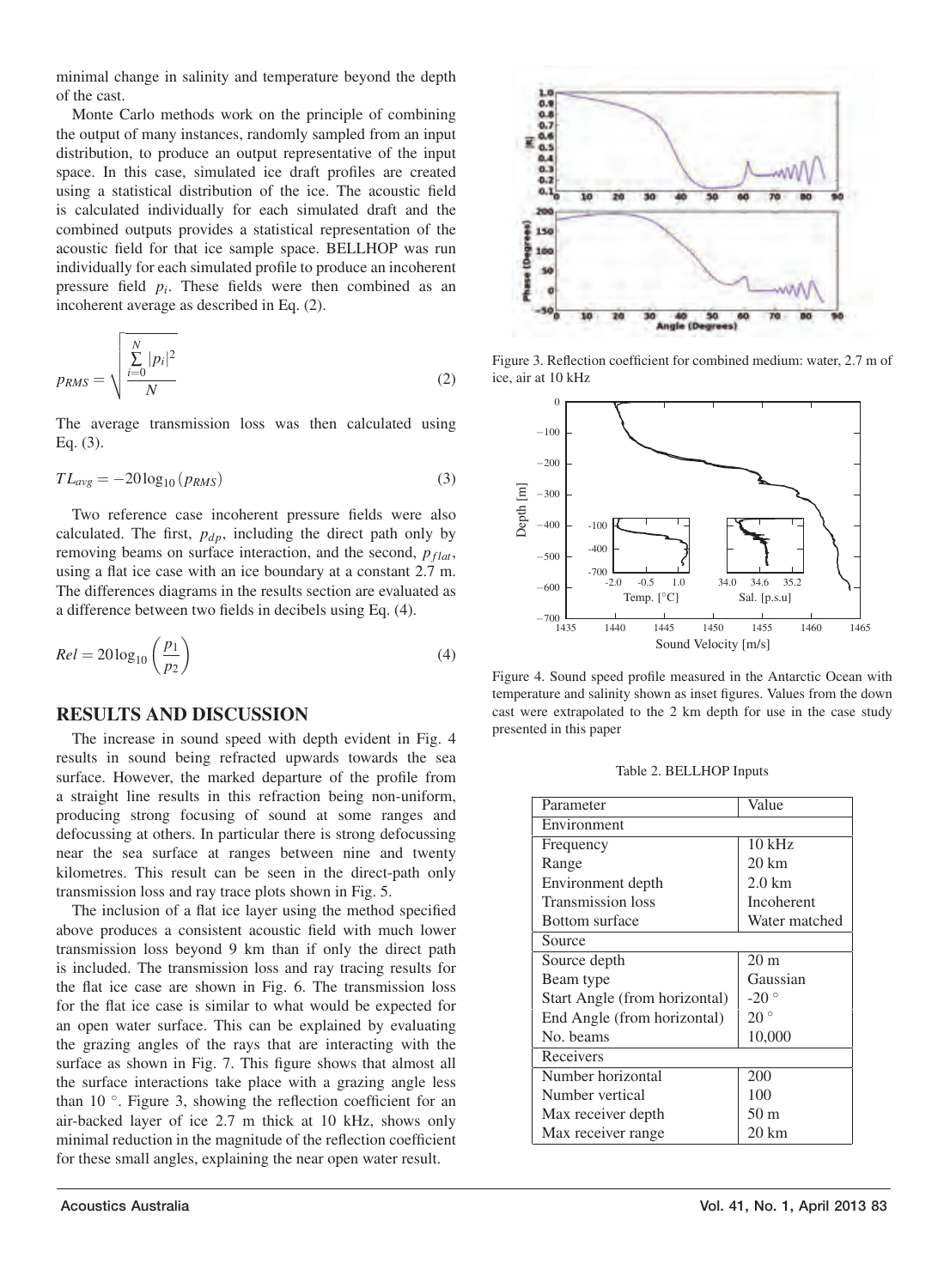minimal change in salinity and temperature beyond the depth of the cast.

Monte Carlo methods work on the principle of combining the output of many instances, randomly sampled from an input distribution, to produce an output representative of the input space. In this case, simulated ice draft profiles are created using a statistical distribution of the ice. The acoustic field is calculated individually for each simulated draft and the combined outputs provides a statistical representation of the acoustic field for that ice sample space. BELLHOP was run individually for each simulated profile to produce an incoherent pressure field $p_i$. These fields were then combined as an incoherent average as described in Eq. (2).

$$p_{RMS} = \sqrt{\frac{\sum_{i=0}^{N} |p_i|^2}{N}} \tag{2}$$

The average transmission loss was then calculated using Eq. (3).

$$TL_{avg} = -20\log_{10}(p_{RMS}) \tag{3}$$

Two reference case incoherent pressure fields were also calculated. The first, $p_{dp}$, including the direct path only by removing beams on surface interaction, and the second, $p_{flat}$, using a flat ice case with an ice boundary at a constant 2.7 m. The differences diagrams in the results section are evaluated as a difference between two fields in decibels using Eq. (4).

$$Rel = 20\log_{10}\left(\frac{p_1}{p_2}\right) \tag{4}$$

## RESULTS AND DISCUSSION

The increase in sound speed with depth evident in Fig. 4 results in sound being refracted upwards towards the sea surface. However, the marked departure of the profile from a straight line results in this refraction being non-uniform, producing strong focusing of sound at some ranges and defocussing at others. In particular there is strong defocussing near the sea surface at ranges between nine and twenty kilometres. This result can be seen in the direct-path only transmission loss and ray trace plots shown in Fig. 5.

The inclusion of a flat ice layer using the method specified above produces a consistent acoustic field with much lower transmission loss beyond 9 km than if only the direct path is included. The transmission loss and ray tracing results for the flat ice case are shown in Fig. 6. The transmission loss for the flat ice case is similar to what would be expected for an open water surface. This can be explained by evaluating the grazing angles of the rays that are interacting with the surface as shown in Fig. 7. This figure shows that almost all the surface interactions take place with a grazing angle less than 10 °. Figure 3, showing the reflection coefficient for an air-backed layer of ice 2.7 m thick at 10 kHz, shows only minimal reduction in the magnitude of the reflection coefficient for these small angles, explaining the near open water result.

Figure 3. Reflection coefficient for combined medium: water, 2.7 m of ice, air at 10 kHz

Figure 4. Sound speed profile measured in the Antarctic Ocean with temperature and salinity shown as inset figures. Values from the down cast were extrapolated to the 2 km depth for use in the case study presented in this paper

Table 2. BELLHOP Inputs

| Parameter | Value |
|---|---|
| Environment | |
| Frequency | 10 kHz |
| Range | 20 km |
| Environment depth | 2.0 km |
| Transmission loss | Incoherent |
| Bottom surface | Water matched |
| Source | |
| Source depth | 20 m |
| Beam type | Gaussian |
| Start Angle (from horizontal) | -20 ° |
| End Angle (from horizontal) | 20 ° |
| No. beams | 10,000 |
| Receivers | |
| Number horizontal | 200 |
| Number vertical | 100 |
| Max receiver depth | 50 m |
| Max receiver range | 20 km |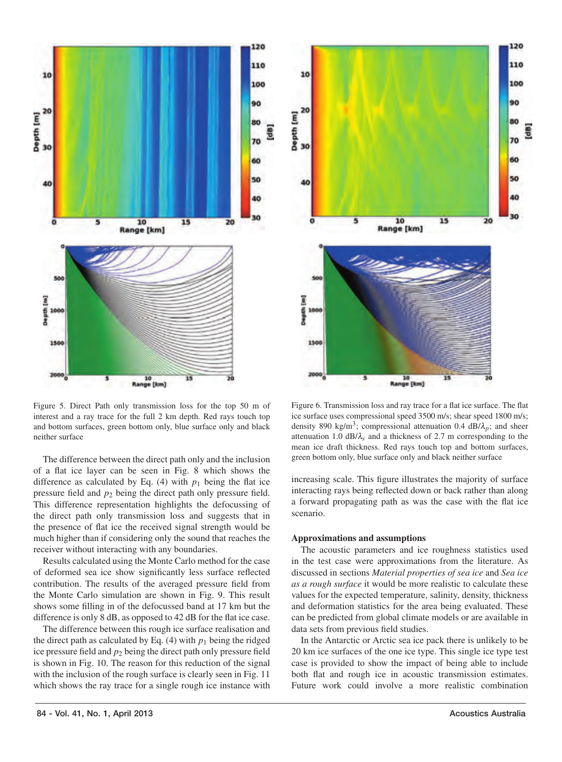Figure 5. Direct Path only transmission loss for the top 50 m of interest and a ray trace for the full 2 km depth. Red rays touch top and bottom surfaces, green bottom only, blue surface only and black neither surface

Figure 6. Transmission loss and ray trace for a flat ice surface. The flat ice surface uses compressional speed 3500 m/s; shear speed 1800 m/s; density 890 kg/m$^3$; compressional attenuation 0.4 dB/$\lambda_p$; and sheer attenuation 1.0 dB/$\lambda_s$ and a thickness of 2.7 m corresponding to the mean ice draft thickness. Red rays touch top and bottom surfaces, green bottom only, blue surface only and black neither surface

The difference between the direct path only and the inclusion of a flat ice layer can be seen in Fig. 8 which shows the difference as calculated by Eq. (4) with $p_1$ being the flat ice pressure field and $p_2$ being the direct path only pressure field. This difference representation highlights the defocussing of the direct path only transmission loss and suggests that in the presence of flat ice the received signal strength would be much higher than if considering only the sound that reaches the receiver without interacting with any boundaries.

Results calculated using the Monte Carlo method for the case of deformed sea ice show significantly less surface reflected contribution. The results of the averaged pressure field from the Monte Carlo simulation are shown in Fig. 9. This result shows some filling in of the defocussed band at 17 km but the difference is only 8 dB, as opposed to 42 dB for the flat ice case.

The difference between this rough ice surface realisation and the direct path as calculated by Eq. (4) with $p_1$ being the ridged ice pressure field and $p_2$ being the direct path only pressure field is shown in Fig. 10. The reason for this reduction of the signal with the inclusion of the rough surface is clearly seen in Fig. 11 which shows the ray trace for a single rough ice instance with increasing scale. This figure illustrates the majority of surface interacting rays being reflected down or back rather than along a forward propagating path as was the case with the flat ice scenario.

**Approximations and assumptions**

The acoustic parameters and ice roughness statistics used in the test case were approximations from the literature. As discussed in sections *Material properties of sea ice* and *Sea ice as a rough surface* it would be more realistic to calculate these values for the expected temperature, salinity, density, thickness and deformation statistics for the area being evaluated. These can be predicted from global climate models or are available in data sets from previous field studies.

In the Antarctic or Arctic sea ice pack there is unlikely to be 20 km ice surfaces of the one ice type. This single ice type test case is provided to show the impact of being able to include both flat and rough ice in acoustic transmission estimates. Future work could involve a more realistic combination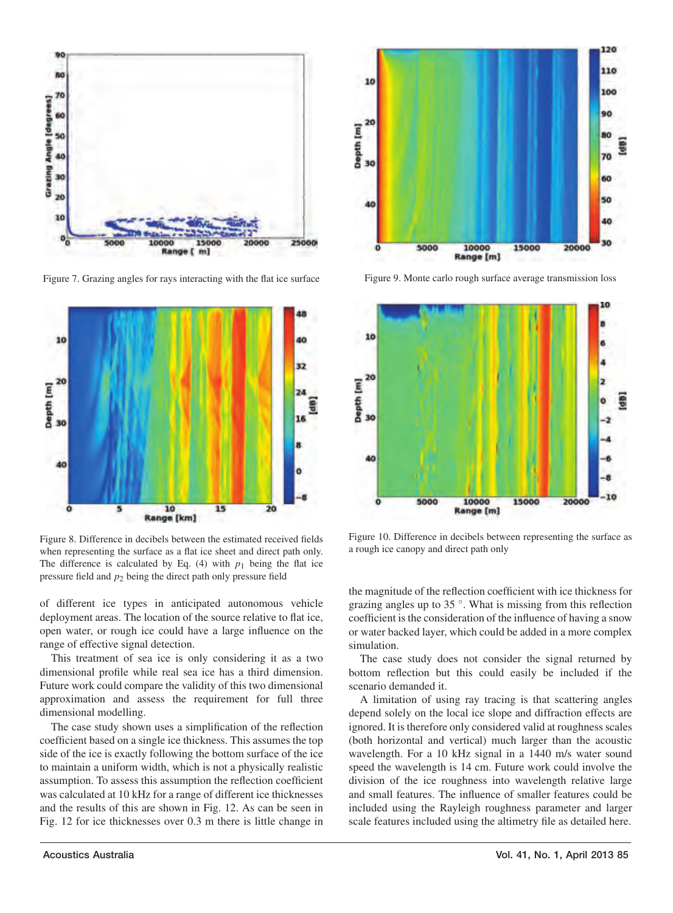Figure 7. Grazing angles for rays interacting with the flat ice surface

Figure 8. Difference in decibels between the estimated received fields when representing the surface as a flat ice sheet and direct path only. The difference is calculated by Eq. (4) with $p_1$ being the flat ice pressure field and $p_2$ being the direct path only pressure field

Figure 9. Monte carlo rough surface average transmission loss

Figure 10. Difference in decibels between representing the surface as a rough ice canopy and direct path only

of different ice types in anticipated autonomous vehicle deployment areas. The location of the source relative to flat ice, open water, or rough ice could have a large influence on the range of effective signal detection.

This treatment of sea ice is only considering it as a two dimensional profile while real sea ice has a third dimension. Future work could compare the validity of this two dimensional approximation and assess the requirement for full three dimensional modelling.

The case study shown uses a simplification of the reflection coefficient based on a single ice thickness. This assumes the top side of the ice is exactly following the bottom surface of the ice to maintain a uniform width, which is not a physically realistic assumption. To assess this assumption the reflection coefficient was calculated at 10 kHz for a range of different ice thicknesses and the results of this are shown in Fig. 12. As can be seen in Fig. 12 for ice thicknesses over 0.3 m there is little change in the magnitude of the reflection coefficient with ice thickness for grazing angles up to 35 °. What is missing from this reflection coefficient is the consideration of the influence of having a snow or water backed layer, which could be added in a more complex simulation.

The case study does not consider the signal returned by bottom reflection but this could easily be included if the scenario demanded it.

A limitation of using ray tracing is that scattering angles depend solely on the local ice slope and diffraction effects are ignored. It is therefore only considered valid at roughness scales (both horizontal and vertical) much larger than the acoustic wavelength. For a 10 kHz signal in a 1440 m/s water sound speed the wavelength is 14 cm. Future work could involve the division of the ice roughness into wavelength relative large and small features. The influence of smaller features could be included using the Rayleigh roughness parameter and larger scale features included using the altimetry file as detailed here.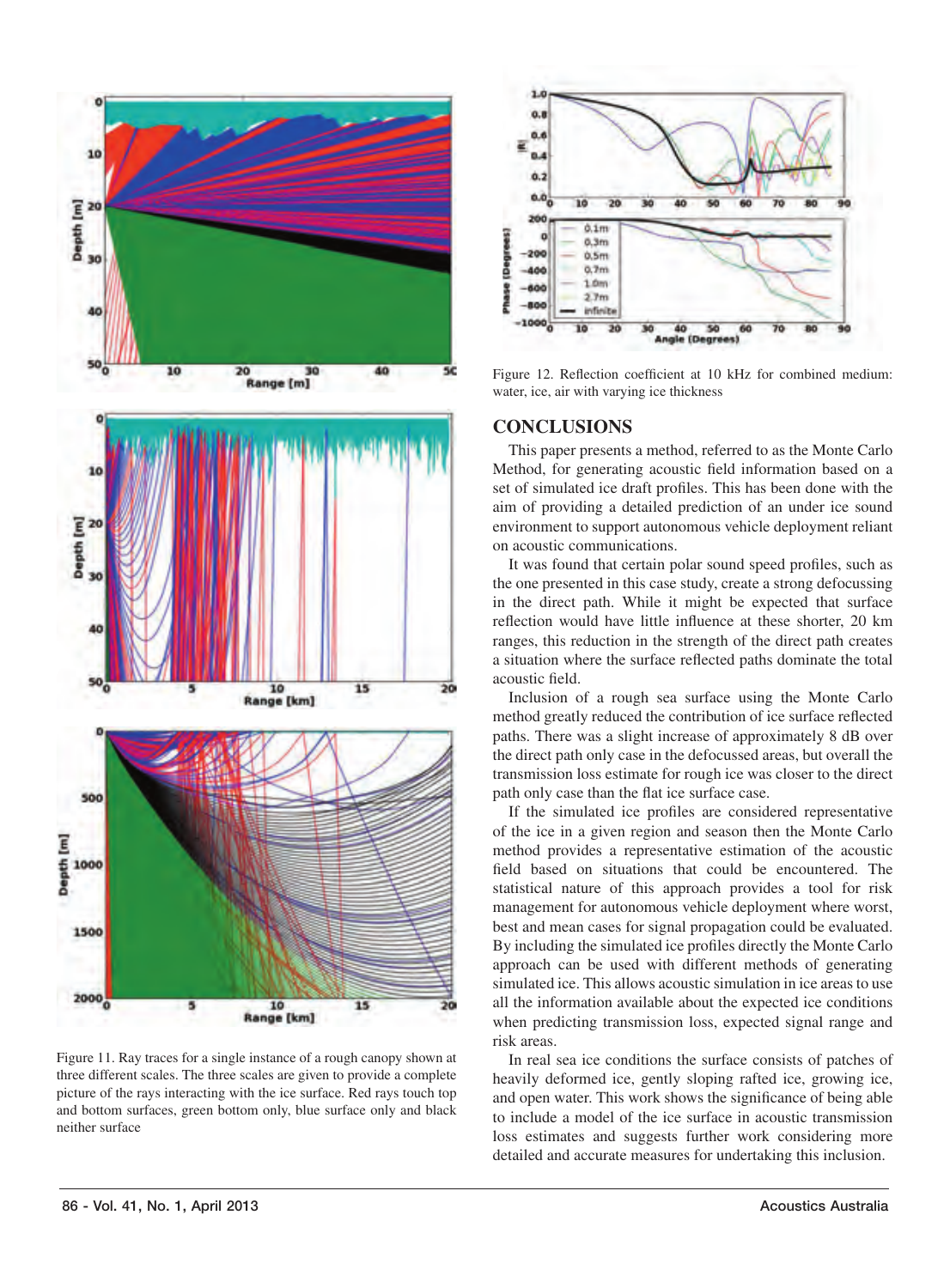Figure 11. Ray traces for a single instance of a rough canopy shown at three different scales. The three scales are given to provide a complete picture of the rays interacting with the ice surface. Red rays touch top and bottom surfaces, green bottom only, blue surface only and black neither surface

Figure 12. Reflection coefficient at 10 kHz for combined medium: water, ice, air with varying ice thickness

## CONCLUSIONS

This paper presents a method, referred to as the Monte Carlo Method, for generating acoustic field information based on a set of simulated ice draft profiles. This has been done with the aim of providing a detailed prediction of an under ice sound environment to support autonomous vehicle deployment reliant on acoustic communications.

It was found that certain polar sound speed profiles, such as the one presented in this case study, create a strong defocussing in the direct path. While it might be expected that surface reflection would have little influence at these shorter, 20 km ranges, this reduction in the strength of the direct path creates a situation where the surface reflected paths dominate the total acoustic field.

Inclusion of a rough sea surface using the Monte Carlo method greatly reduced the contribution of ice surface reflected paths. There was a slight increase of approximately 8 dB over the direct path only case in the defocussed areas, but overall the transmission loss estimate for rough ice was closer to the direct path only case than the flat ice surface case.

If the simulated ice profiles are considered representative of the ice in a given region and season then the Monte Carlo method provides a representative estimation of the acoustic field based on situations that could be encountered. The statistical nature of this approach provides a tool for risk management for autonomous vehicle deployment where worst, best and mean cases for signal propagation could be evaluated. By including the simulated ice profiles directly the Monte Carlo approach can be used with different methods of generating simulated ice. This allows acoustic simulation in ice areas to use all the information available about the expected ice conditions when predicting transmission loss, expected signal range and risk areas.

In real sea ice conditions the surface consists of patches of heavily deformed ice, gently sloping rafted ice, growing ice, and open water. This work shows the significance of being able to include a model of the ice surface in acoustic transmission loss estimates and suggests further work considering more detailed and accurate measures for undertaking this inclusion.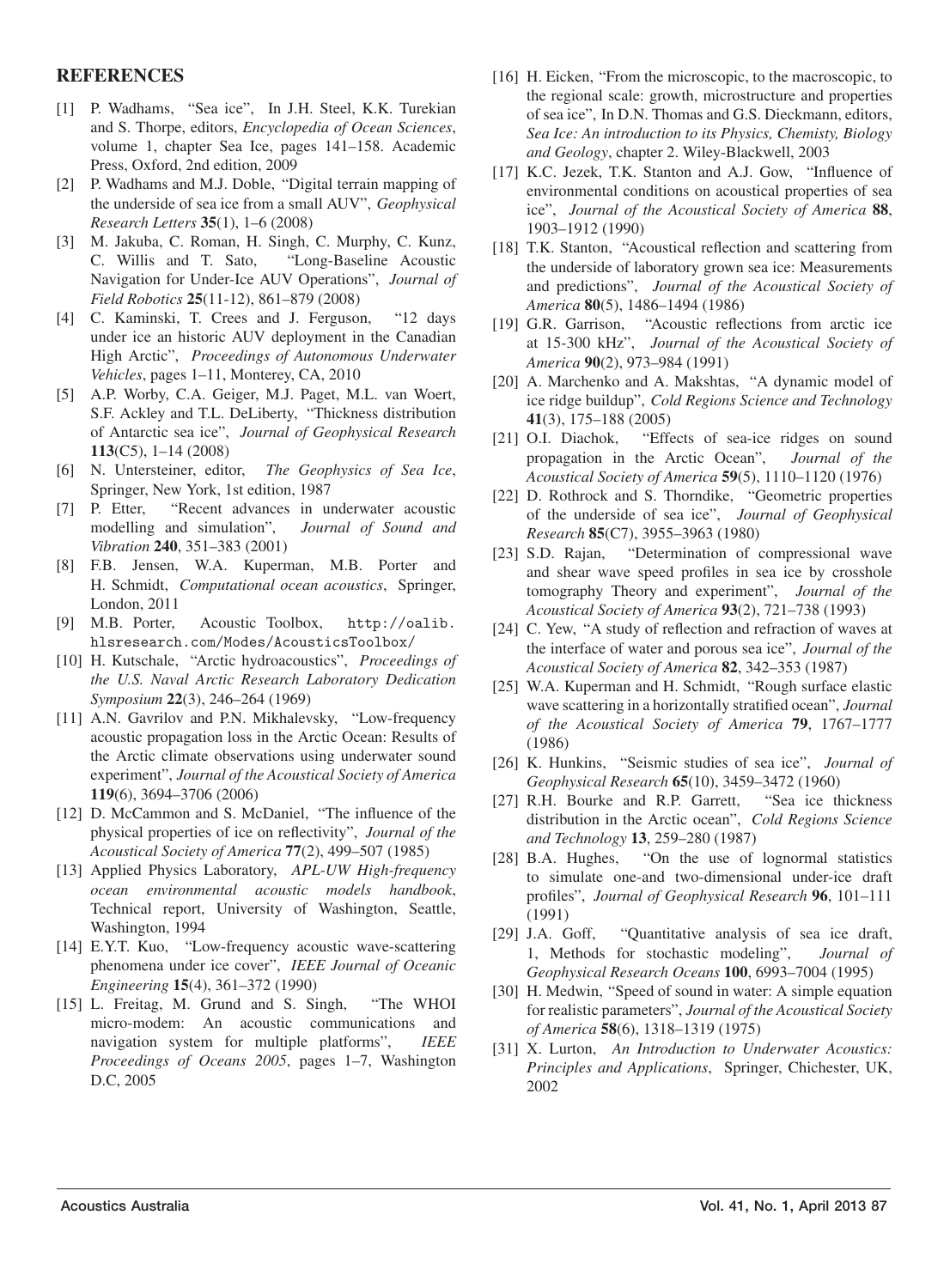## REFERENCES

[1] P. Wadhams, "Sea ice", In J.H. Steel, K.K. Turekian and S. Thorpe, editors, *Encyclopedia of Ocean Sciences*, volume 1, chapter Sea Ice, pages 141–158. Academic Press, Oxford, 2nd edition, 2009

[2] P. Wadhams and M.J. Doble, "Digital terrain mapping of the underside of sea ice from a small AUV", *Geophysical Research Letters* **35**(1), 1–6 (2008)

[3] M. Jakuba, C. Roman, H. Singh, C. Murphy, C. Kunz, C. Willis and T. Sato, "Long-Baseline Acoustic Navigation for Under-Ice AUV Operations", *Journal of Field Robotics* **25**(11-12), 861–879 (2008)

[4] C. Kaminski, T. Crees and J. Ferguson, "12 days under ice an historic AUV deployment in the Canadian High Arctic", *Proceedings of Autonomous Underwater Vehicles*, pages 1–11, Monterey, CA, 2010

[5] A.P. Worby, C.A. Geiger, M.J. Paget, M.L. van Woert, S.F. Ackley and T.L. DeLiberty, "Thickness distribution of Antarctic sea ice", *Journal of Geophysical Research* **113**(C5), 1–14 (2008)

[6] N. Untersteiner, editor, *The Geophysics of Sea Ice*, Springer, New York, 1st edition, 1987

[7] P. Etter, "Recent advances in underwater acoustic modelling and simulation", *Journal of Sound and Vibration* **240**, 351–383 (2001)

[8] F.B. Jensen, W.A. Kuperman, M.B. Porter and H. Schmidt, *Computational ocean acoustics*, Springer, London, 2011

[9] M.B. Porter, Acoustic Toolbox, http://oalib.hlsresearch.com/Modes/AcousticsToolbox/

[10] H. Kutschale, "Arctic hydroacoustics", *Proceedings of the U.S. Naval Arctic Research Laboratory Dedication Symposium* **22**(3), 246–264 (1969)

[11] A.N. Gavrilov and P.N. Mikhalevsky, "Low-frequency acoustic propagation loss in the Arctic Ocean: Results of the Arctic climate observations using underwater sound experiment", *Journal of the Acoustical Society of America* **119**(6), 3694–3706 (2006)

[12] D. McCammon and S. McDaniel, "The influence of the physical properties of ice on reflectivity", *Journal of the Acoustical Society of America* **77**(2), 499–507 (1985)

[13] Applied Physics Laboratory, *APL-UW High-frequency ocean environmental acoustic models handbook*, Technical report, University of Washington, Seattle, Washington, 1994

[14] E.Y.T. Kuo, "Low-frequency acoustic wave-scattering phenomena under ice cover", *IEEE Journal of Oceanic Engineering* **15**(4), 361–372 (1990)

[15] L. Freitag, M. Grund and S. Singh, "The WHOI micro-modem: An acoustic communications and navigation system for multiple platforms", *IEEE Proceedings of Oceans 2005*, pages 1–7, Washington D.C, 2005

[16] H. Eicken, "From the microscopic, to the macroscopic, to the regional scale: growth, microstructure and properties of sea ice", In D.N. Thomas and G.S. Dieckmann, editors, *Sea Ice: An introduction to its Physics, Chemisty, Biology and Geology*, chapter 2. Wiley-Blackwell, 2003

[17] K.C. Jezek, T.K. Stanton and A.J. Gow, "Influence of environmental conditions on acoustical properties of sea ice", *Journal of the Acoustical Society of America* **88**, 1903–1912 (1990)

[18] T.K. Stanton, "Acoustical reflection and scattering from the underside of laboratory grown sea ice: Measurements and predictions", *Journal of the Acoustical Society of America* **80**(5), 1486–1494 (1986)

[19] G.R. Garrison, "Acoustic reflections from arctic ice at 15-300 kHz", *Journal of the Acoustical Society of America* **90**(2), 973–984 (1991)

[20] A. Marchenko and A. Makshtas, "A dynamic model of ice ridge buildup", *Cold Regions Science and Technology* **41**(3), 175–188 (2005)

[21] O.I. Diachok, "Effects of sea-ice ridges on sound propagation in the Arctic Ocean", *Journal of the Acoustical Society of America* **59**(5), 1110–1120 (1976)

[22] D. Rothrock and S. Thorndike, "Geometric properties of the underside of sea ice", *Journal of Geophysical Research* **85**(C7), 3955–3963 (1980)

[23] S.D. Rajan, "Determination of compressional wave and shear wave speed profiles in sea ice by crosshole tomography Theory and experiment", *Journal of the Acoustical Society of America* **93**(2), 721–738 (1993)

[24] C. Yew, "A study of reflection and refraction of waves at the interface of water and porous sea ice", *Journal of the Acoustical Society of America* **82**, 342–353 (1987)

[25] W.A. Kuperman and H. Schmidt, "Rough surface elastic wave scattering in a horizontally stratified ocean", *Journal of the Acoustical Society of America* **79**, 1767–1777 (1986)

[26] K. Hunkins, "Seismic studies of sea ice", *Journal of Geophysical Research* **65**(10), 3459–3472 (1960)

[27] R.H. Bourke and R.P. Garrett, "Sea ice thickness distribution in the Arctic ocean", *Cold Regions Science and Technology* **13**, 259–280 (1987)

[28] B.A. Hughes, "On the use of lognormal statistics to simulate one-and two-dimensional under-ice draft profiles", *Journal of Geophysical Research* **96**, 101–111 (1991)

[29] J.A. Goff, "Quantitative analysis of sea ice draft, 1, Methods for stochastic modeling", *Journal of Geophysical Research Oceans* **100**, 6993–7004 (1995)

[30] H. Medwin, "Speed of sound in water: A simple equation for realistic parameters", *Journal of the Acoustical Society of America* **58**(6), 1318–1319 (1975)

[31] X. Lurton, *An Introduction to Underwater Acoustics: Principles and Applications*, Springer, Chichester, UK, 2002